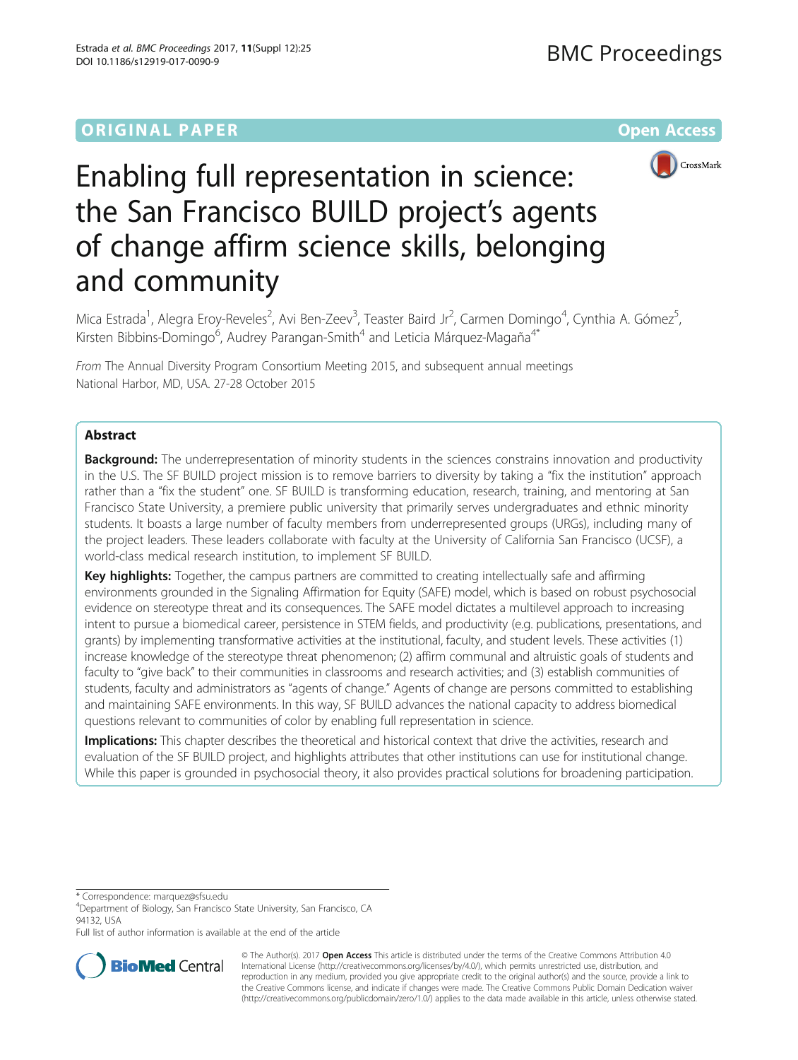ORIGINAL PAPER Open Access

# Enabling full representation in science: the San Francisco BUILD project's agents of change affirm science skills, belonging and community

Mica Estrada[1], Alegra Eroy-Reveles[2], Avi Ben-Zeev[3], Teaster Baird Jr[2], Carmen Domingo[4], Cynthia A. Gómez[5], Kirsten Bibbins-Domingo[6], Audrey Parangan-Smith[4] and Leticia Márquez-Magaña[4*]

*From* The Annual Diversity Program Consortium Meeting 2015, and subsequent annual meetings
National Harbor, MD, USA. 27-28 October 2015

## Abstract

**Background:** The underrepresentation of minority students in the sciences constrains innovation and productivity in the U.S. The SF BUILD project mission is to remove barriers to diversity by taking a "fix the institution" approach rather than a "fix the student" one. SF BUILD is transforming education, research, training, and mentoring at San Francisco State University, a premiere public university that primarily serves undergraduates and ethnic minority students. It boasts a large number of faculty members from underrepresented groups (URGs), including many of the project leaders. These leaders collaborate with faculty at the University of California San Francisco (UCSF), a world-class medical research institution, to implement SF BUILD.

**Key highlights:** Together, the campus partners are committed to creating intellectually safe and affirming environments grounded in the Signaling Affirmation for Equity (SAFE) model, which is based on robust psychosocial evidence on stereotype threat and its consequences. The SAFE model dictates a multilevel approach to increasing intent to pursue a biomedical career, persistence in STEM fields, and productivity (e.g. publications, presentations, and grants) by implementing transformative activities at the institutional, faculty, and student levels. These activities (1) increase knowledge of the stereotype threat phenomenon; (2) affirm communal and altruistic goals of students and faculty to "give back" to their communities in classrooms and research activities; and (3) establish communities of students, faculty and administrators as "agents of change." Agents of change are persons committed to establishing and maintaining SAFE environments. In this way, SF BUILD advances the national capacity to address biomedical questions relevant to communities of color by enabling full representation in science.

**Implications:** This chapter describes the theoretical and historical context that drive the activities, research and evaluation of the SF BUILD project, and highlights attributes that other institutions can use for institutional change. While this paper is grounded in psychosocial theory, it also provides practical solutions for broadening participation.

\* Correspondence: marquez@sfsu.edu
[4]Department of Biology, San Francisco State University, San Francisco, CA 94132, USA
Full list of author information is available at the end of the article

© The Author(s). 2017 **Open Access** This article is distributed under the terms of the Creative Commons Attribution 4.0 International License (http://creativecommons.org/licenses/by/4.0/), which permits unrestricted use, distribution, and reproduction in any medium, provided you give appropriate credit to the original author(s) and the source, provide a link to the Creative Commons license, and indicate if changes were made. The Creative Commons Public Domain Dedication waiver (http://creativecommons.org/publicdomain/zero/1.0/) applies to the data made available in this article, unless otherwise stated.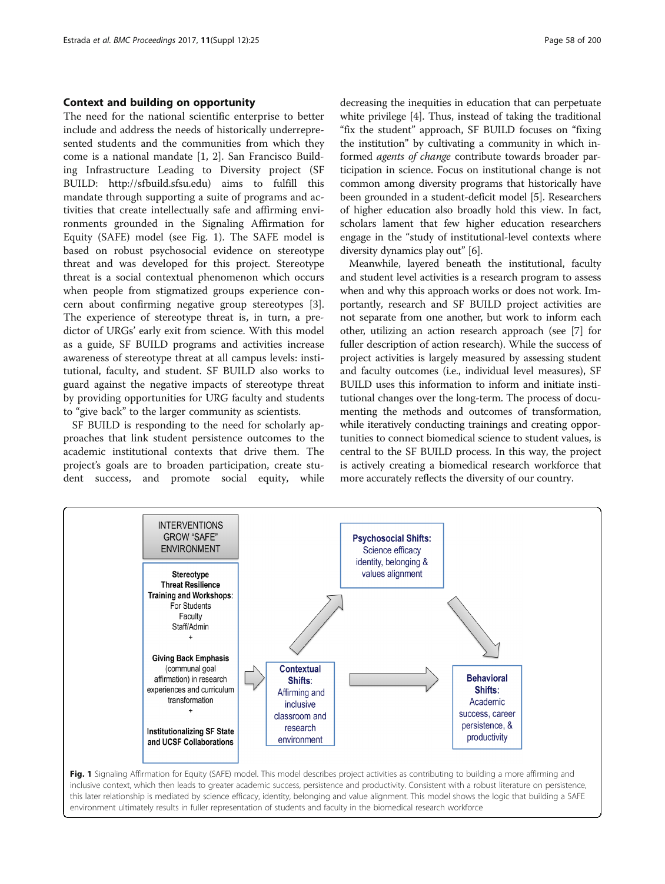## Context and building on opportunity

The need for the national scientific enterprise to better include and address the needs of historically underrepresented students and the communities from which they come is a national mandate [1, 2]. San Francisco Building Infrastructure Leading to Diversity project (SF BUILD: http://sfbuild.sfsu.edu) aims to fulfill this mandate through supporting a suite of programs and activities that create intellectually safe and affirming environments grounded in the Signaling Affirmation for Equity (SAFE) model (see Fig. 1). The SAFE model is based on robust psychosocial evidence on stereotype threat and was developed for this project. Stereotype threat is a social contextual phenomenon which occurs when people from stigmatized groups experience concern about confirming negative group stereotypes [3]. The experience of stereotype threat is, in turn, a predictor of URGs' early exit from science. With this model as a guide, SF BUILD programs and activities increase awareness of stereotype threat at all campus levels: institutional, faculty, and student. SF BUILD also works to guard against the negative impacts of stereotype threat by providing opportunities for URG faculty and students to "give back" to the larger community as scientists.

SF BUILD is responding to the need for scholarly approaches that link student persistence outcomes to the academic institutional contexts that drive them. The project's goals are to broaden participation, create student success, and promote social equity, while decreasing the inequities in education that can perpetuate white privilege [4]. Thus, instead of taking the traditional "fix the student" approach, SF BUILD focuses on "fixing the institution" by cultivating a community in which informed *agents of change* contribute towards broader participation in science. Focus on institutional change is not common among diversity programs that historically have been grounded in a student-deficit model [5]. Researchers of higher education also broadly hold this view. In fact, scholars lament that few higher education researchers engage in the "study of institutional-level contexts where diversity dynamics play out" [6].

Meanwhile, layered beneath the institutional, faculty and student level activities is a research program to assess when and why this approach works or does not work. Importantly, research and SF BUILD project activities are not separate from one another, but work to inform each other, utilizing an action research approach (see [7] for fuller description of action research). While the success of project activities is largely measured by assessing student and faculty outcomes (i.e., individual level measures), SF BUILD uses this information to inform and initiate institutional changes over the long-term. The process of documenting the methods and outcomes of transformation, while iteratively conducting trainings and creating opportunities to connect biomedical science to student values, is central to the SF BUILD process. In this way, the project is actively creating a biomedical research workforce that more accurately reflects the diversity of our country.

INTERVENTIONS GROW "SAFE" ENVIRONMENT

**Stereotype Threat Resilience Training and Workshops**: For Students, Faculty, Staff/Admin
+
**Giving Back Emphasis** (communal goal affirmation) in research experiences and curriculum transformation
+
**Institutionalizing SF State and UCSF Collaborations**

→ **Contextual Shifts**: Affirming and inclusive classroom and research environment

→ **Psychosocial Shifts:** Science efficacy identity, belonging & values alignment

→ **Behavioral Shifts:** Academic success, career persistence, & productivity

**Fig. 1** Signaling Affirmation for Equity (SAFE) model. This model describes project activities as contributing to building a more affirming and inclusive context, which then leads to greater academic success, persistence and productivity. Consistent with a robust literature on persistence, this later relationship is mediated by science efficacy, identity, belonging and value alignment. This model shows the logic that building a SAFE environment ultimately results in fuller representation of students and faculty in the biomedical research workforce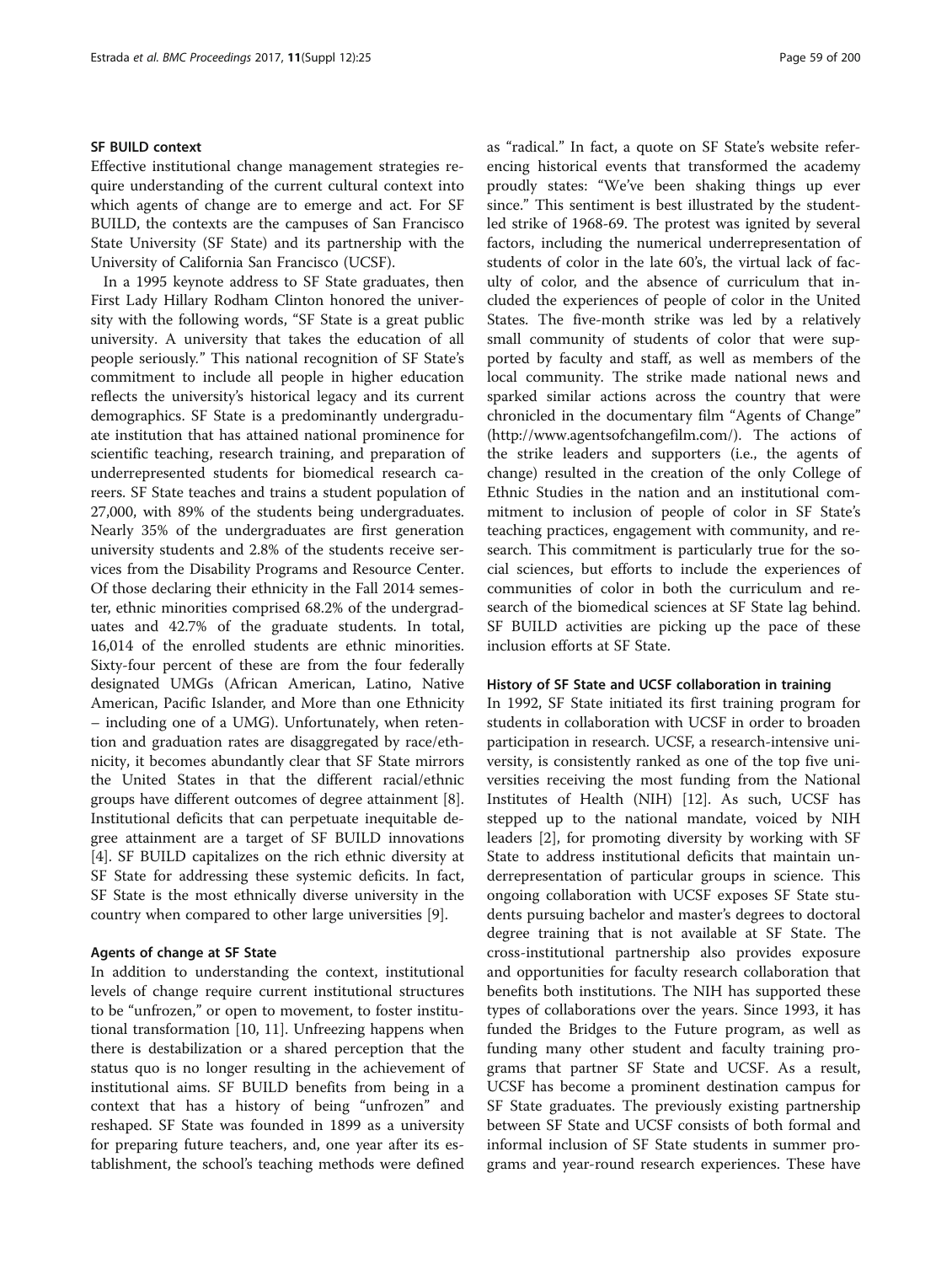### SF BUILD context

Effective institutional change management strategies require understanding of the current cultural context into which agents of change are to emerge and act. For SF BUILD, the contexts are the campuses of San Francisco State University (SF State) and its partnership with the University of California San Francisco (UCSF).

In a 1995 keynote address to SF State graduates, then First Lady Hillary Rodham Clinton honored the university with the following words, "SF State is a great public university. A university that takes the education of all people seriously." This national recognition of SF State's commitment to include all people in higher education reflects the university's historical legacy and its current demographics. SF State is a predominantly undergraduate institution that has attained national prominence for scientific teaching, research training, and preparation of underrepresented students for biomedical research careers. SF State teaches and trains a student population of 27,000, with 89% of the students being undergraduates. Nearly 35% of the undergraduates are first generation university students and 2.8% of the students receive services from the Disability Programs and Resource Center. Of those declaring their ethnicity in the Fall 2014 semester, ethnic minorities comprised 68.2% of the undergraduates and 42.7% of the graduate students. In total, 16,014 of the enrolled students are ethnic minorities. Sixty-four percent of these are from the four federally designated UMGs (African American, Latino, Native American, Pacific Islander, and More than one Ethnicity – including one of a UMG). Unfortunately, when retention and graduation rates are disaggregated by race/ethnicity, it becomes abundantly clear that SF State mirrors the United States in that the different racial/ethnic groups have different outcomes of degree attainment [8]. Institutional deficits that can perpetuate inequitable degree attainment are a target of SF BUILD innovations [4]. SF BUILD capitalizes on the rich ethnic diversity at SF State for addressing these systemic deficits. In fact, SF State is the most ethnically diverse university in the country when compared to other large universities [9].

#### Agents of change at SF State

In addition to understanding the context, institutional levels of change require current institutional structures to be "unfrozen," or open to movement, to foster institutional transformation [10, 11]. Unfreezing happens when there is destabilization or a shared perception that the status quo is no longer resulting in the achievement of institutional aims. SF BUILD benefits from being in a context that has a history of being "unfrozen" and reshaped. SF State was founded in 1899 as a university for preparing future teachers, and, one year after its establishment, the school's teaching methods were defined as "radical." In fact, a quote on SF State's website referencing historical events that transformed the academy proudly states: "We've been shaking things up ever since." This sentiment is best illustrated by the student-led strike of 1968-69. The protest was ignited by several factors, including the numerical underrepresentation of students of color in the late 60's, the virtual lack of faculty of color, and the absence of curriculum that included the experiences of people of color in the United States. The five-month strike was led by a relatively small community of students of color that were supported by faculty and staff, as well as members of the local community. The strike made national news and sparked similar actions across the country that were chronicled in the documentary film "Agents of Change" (http://www.agentsofchangefilm.com/). The actions of the strike leaders and supporters (i.e., the agents of change) resulted in the creation of the only College of Ethnic Studies in the nation and an institutional commitment to inclusion of people of color in SF State's teaching practices, engagement with community, and research. This commitment is particularly true for the social sciences, but efforts to include the experiences of communities of color in both the curriculum and research of the biomedical sciences at SF State lag behind. SF BUILD activities are picking up the pace of these inclusion efforts at SF State.

#### History of SF State and UCSF collaboration in training

In 1992, SF State initiated its first training program for students in collaboration with UCSF in order to broaden participation in research. UCSF, a research-intensive university, is consistently ranked as one of the top five universities receiving the most funding from the National Institutes of Health (NIH) [12]. As such, UCSF has stepped up to the national mandate, voiced by NIH leaders [2], for promoting diversity by working with SF State to address institutional deficits that maintain underrepresentation of particular groups in science. This ongoing collaboration with UCSF exposes SF State students pursuing bachelor and master's degrees to doctoral degree training that is not available at SF State. The cross-institutional partnership also provides exposure and opportunities for faculty research collaboration that benefits both institutions. The NIH has supported these types of collaborations over the years. Since 1993, it has funded the Bridges to the Future program, as well as funding many other student and faculty training programs that partner SF State and UCSF. As a result, UCSF has become a prominent destination campus for SF State graduates. The previously existing partnership between SF State and UCSF consists of both formal and informal inclusion of SF State students in summer programs and year-round research experiences. These have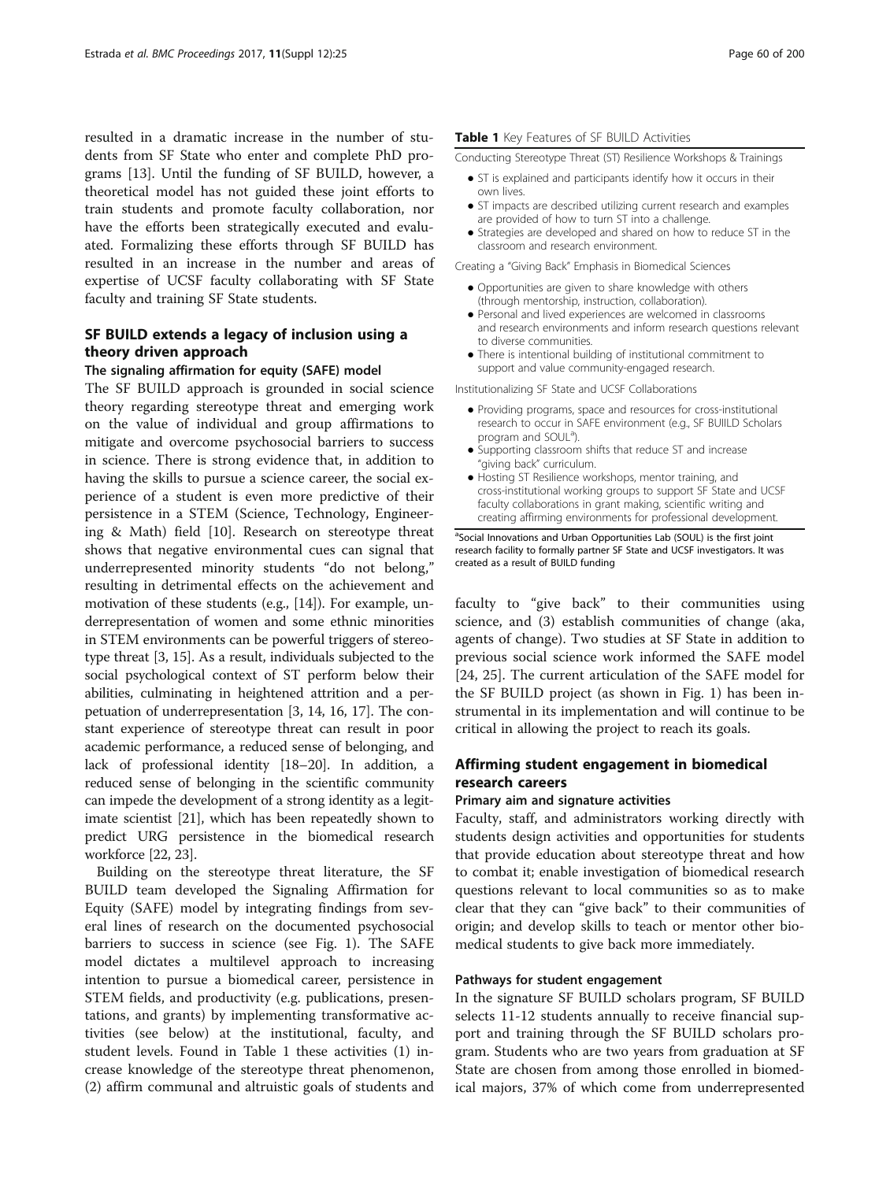resulted in a dramatic increase in the number of students from SF State who enter and complete PhD programs [13]. Until the funding of SF BUILD, however, a theoretical model has not guided these joint efforts to train students and promote faculty collaboration, nor have the efforts been strategically executed and evaluated. Formalizing these efforts through SF BUILD has resulted in an increase in the number and areas of expertise of UCSF faculty collaborating with SF State faculty and training SF State students.

## SF BUILD extends a legacy of inclusion using a theory driven approach

### The signaling affirmation for equity (SAFE) model

The SF BUILD approach is grounded in social science theory regarding stereotype threat and emerging work on the value of individual and group affirmations to mitigate and overcome psychosocial barriers to success in science. There is strong evidence that, in addition to having the skills to pursue a science career, the social experience of a student is even more predictive of their persistence in a STEM (Science, Technology, Engineering & Math) field [10]. Research on stereotype threat shows that negative environmental cues can signal that underrepresented minority students "do not belong," resulting in detrimental effects on the achievement and motivation of these students (e.g., [14]). For example, underrepresentation of women and some ethnic minorities in STEM environments can be powerful triggers of stereotype threat [3, 15]. As a result, individuals subjected to the social psychological context of ST perform below their abilities, culminating in heightened attrition and a perpetuation of underrepresentation [3, 14, 16, 17]. The constant experience of stereotype threat can result in poor academic performance, a reduced sense of belonging, and lack of professional identity [18–20]. In addition, a reduced sense of belonging in the scientific community can impede the development of a strong identity as a legitimate scientist [21], which has been repeatedly shown to predict URG persistence in the biomedical research workforce [22, 23].

Building on the stereotype threat literature, the SF BUILD team developed the Signaling Affirmation for Equity (SAFE) model by integrating findings from several lines of research on the documented psychosocial barriers to success in science (see Fig. 1). The SAFE model dictates a multilevel approach to increasing intention to pursue a biomedical career, persistence in STEM fields, and productivity (e.g. publications, presentations, and grants) by implementing transformative activities (see below) at the institutional, faculty, and student levels. Found in Table 1 these activities (1) increase knowledge of the stereotype threat phenomenon, (2) affirm communal and altruistic goals of students and faculty to "give back" to their communities using science, and (3) establish communities of change (aka, agents of change). Two studies at SF State in addition to previous social science work informed the SAFE model [24, 25]. The current articulation of the SAFE model for the SF BUILD project (as shown in Fig. 1) has been instrumental in its implementation and will continue to be critical in allowing the project to reach its goals.

**Table 1** Key Features of SF BUILD Activities

Conducting Stereotype Threat (ST) Resilience Workshops & Trainings

- ST is explained and participants identify how it occurs in their own lives.
- ST impacts are described utilizing current research and examples are provided of how to turn ST into a challenge.
- Strategies are developed and shared on how to reduce ST in the classroom and research environment.

Creating a "Giving Back" Emphasis in Biomedical Sciences

- Opportunities are given to share knowledge with others (through mentorship, instruction, collaboration).
- Personal and lived experiences are welcomed in classrooms and research environments and inform research questions relevant to diverse communities.
- There is intentional building of institutional commitment to support and value community-engaged research.

Institutionalizing SF State and UCSF Collaborations

- Providing programs, space and resources for cross-institutional research to occur in SAFE environment (e.g., SF BUILD Scholars program and SOUL[a]).
- Supporting classroom shifts that reduce ST and increase "giving back" curriculum.
- Hosting ST Resilience workshops, mentor training, and cross-institutional working groups to support SF State and UCSF faculty collaborations in grant making, scientific writing and creating affirming environments for professional development.

[a]Social Innovations and Urban Opportunities Lab (SOUL) is the first joint research facility to formally partner SF State and UCSF investigators. It was created as a result of BUILD funding

## Affirming student engagement in biomedical research careers

### Primary aim and signature activities

Faculty, staff, and administrators working directly with students design activities and opportunities for students that provide education about stereotype threat and how to combat it; enable investigation of biomedical research questions relevant to local communities so as to make clear that they can "give back" to their communities of origin; and develop skills to teach or mentor other biomedical students to give back more immediately.

### Pathways for student engagement

In the signature SF BUILD scholars program, SF BUILD selects 11-12 students annually to receive financial support and training through the SF BUILD scholars program. Students who are two years from graduation at SF State are chosen from among those enrolled in biomedical majors, 37% of which come from underrepresented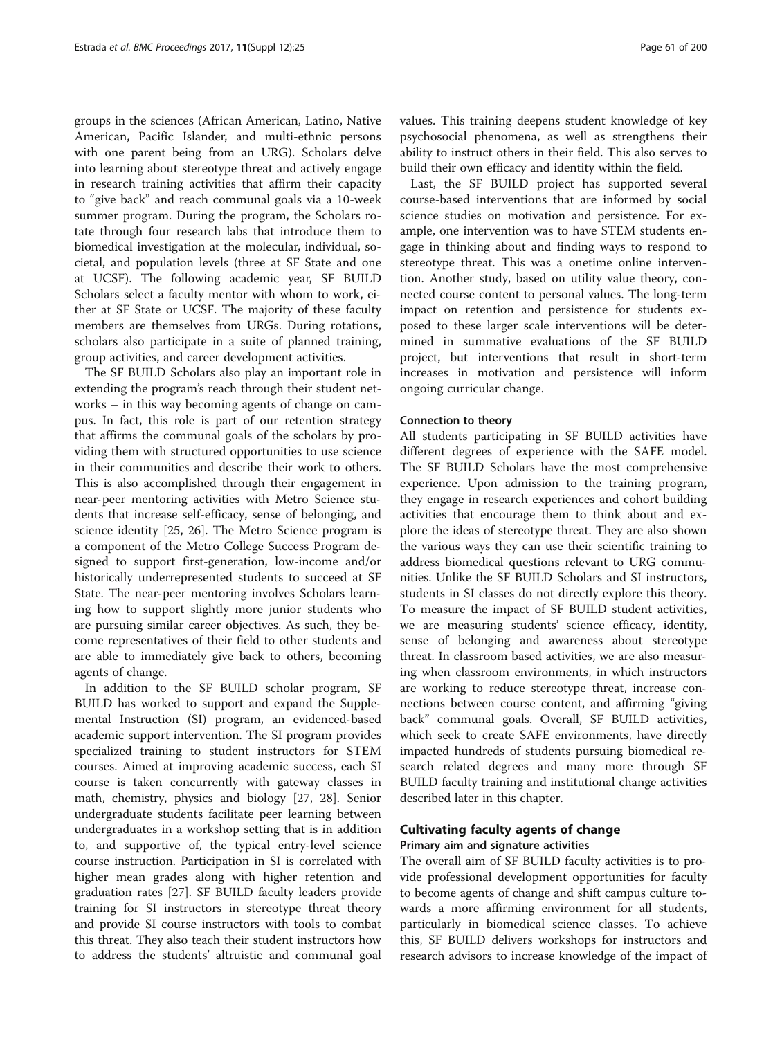groups in the sciences (African American, Latino, Native American, Pacific Islander, and multi-ethnic persons with one parent being from an URG). Scholars delve into learning about stereotype threat and actively engage in research training activities that affirm their capacity to "give back" and reach communal goals via a 10-week summer program. During the program, the Scholars rotate through four research labs that introduce them to biomedical investigation at the molecular, individual, societal, and population levels (three at SF State and one at UCSF). The following academic year, SF BUILD Scholars select a faculty mentor with whom to work, either at SF State or UCSF. The majority of these faculty members are themselves from URGs. During rotations, scholars also participate in a suite of planned training, group activities, and career development activities.

The SF BUILD Scholars also play an important role in extending the program's reach through their student networks – in this way becoming agents of change on campus. In fact, this role is part of our retention strategy that affirms the communal goals of the scholars by providing them with structured opportunities to use science in their communities and describe their work to others. This is also accomplished through their engagement in near-peer mentoring activities with Metro Science students that increase self-efficacy, sense of belonging, and science identity [25, 26]. The Metro Science program is a component of the Metro College Success Program designed to support first-generation, low-income and/or historically underrepresented students to succeed at SF State. The near-peer mentoring involves Scholars learning how to support slightly more junior students who are pursuing similar career objectives. As such, they become representatives of their field to other students and are able to immediately give back to others, becoming agents of change.

In addition to the SF BUILD scholar program, SF BUILD has worked to support and expand the Supplemental Instruction (SI) program, an evidenced-based academic support intervention. The SI program provides specialized training to student instructors for STEM courses. Aimed at improving academic success, each SI course is taken concurrently with gateway classes in math, chemistry, physics and biology [27, 28]. Senior undergraduate students facilitate peer learning between undergraduates in a workshop setting that is in addition to, and supportive of, the typical entry-level science course instruction. Participation in SI is correlated with higher mean grades along with higher retention and graduation rates [27]. SF BUILD faculty leaders provide training for SI instructors in stereotype threat theory and provide SI course instructors with tools to combat this threat. They also teach their student instructors how to address the students' altruistic and communal goal values. This training deepens student knowledge of key psychosocial phenomena, as well as strengthens their ability to instruct others in their field. This also serves to build their own efficacy and identity within the field.

Last, the SF BUILD project has supported several course-based interventions that are informed by social science studies on motivation and persistence. For example, one intervention was to have STEM students engage in thinking about and finding ways to respond to stereotype threat. This was a onetime online intervention. Another study, based on utility value theory, connected course content to personal values. The long-term impact on retention and persistence for students exposed to these larger scale interventions will be determined in summative evaluations of the SF BUILD project, but interventions that result in short-term increases in motivation and persistence will inform ongoing curricular change.

#### Connection to theory

All students participating in SF BUILD activities have different degrees of experience with the SAFE model. The SF BUILD Scholars have the most comprehensive experience. Upon admission to the training program, they engage in research experiences and cohort building activities that encourage them to think about and explore the ideas of stereotype threat. They are also shown the various ways they can use their scientific training to address biomedical questions relevant to URG communities. Unlike the SF BUILD Scholars and SI instructors, students in SI classes do not directly explore this theory. To measure the impact of SF BUILD student activities, we are measuring students' science efficacy, identity, sense of belonging and awareness about stereotype threat. In classroom based activities, we are also measuring when classroom environments, in which instructors are working to reduce stereotype threat, increase connections between course content, and affirming "giving back" communal goals. Overall, SF BUILD activities, which seek to create SAFE environments, have directly impacted hundreds of students pursuing biomedical research related degrees and many more through SF BUILD faculty training and institutional change activities described later in this chapter.

### Cultivating faculty agents of change

#### Primary aim and signature activities

The overall aim of SF BUILD faculty activities is to provide professional development opportunities for faculty to become agents of change and shift campus culture towards a more affirming environment for all students, particularly in biomedical science classes. To achieve this, SF BUILD delivers workshops for instructors and research advisors to increase knowledge of the impact of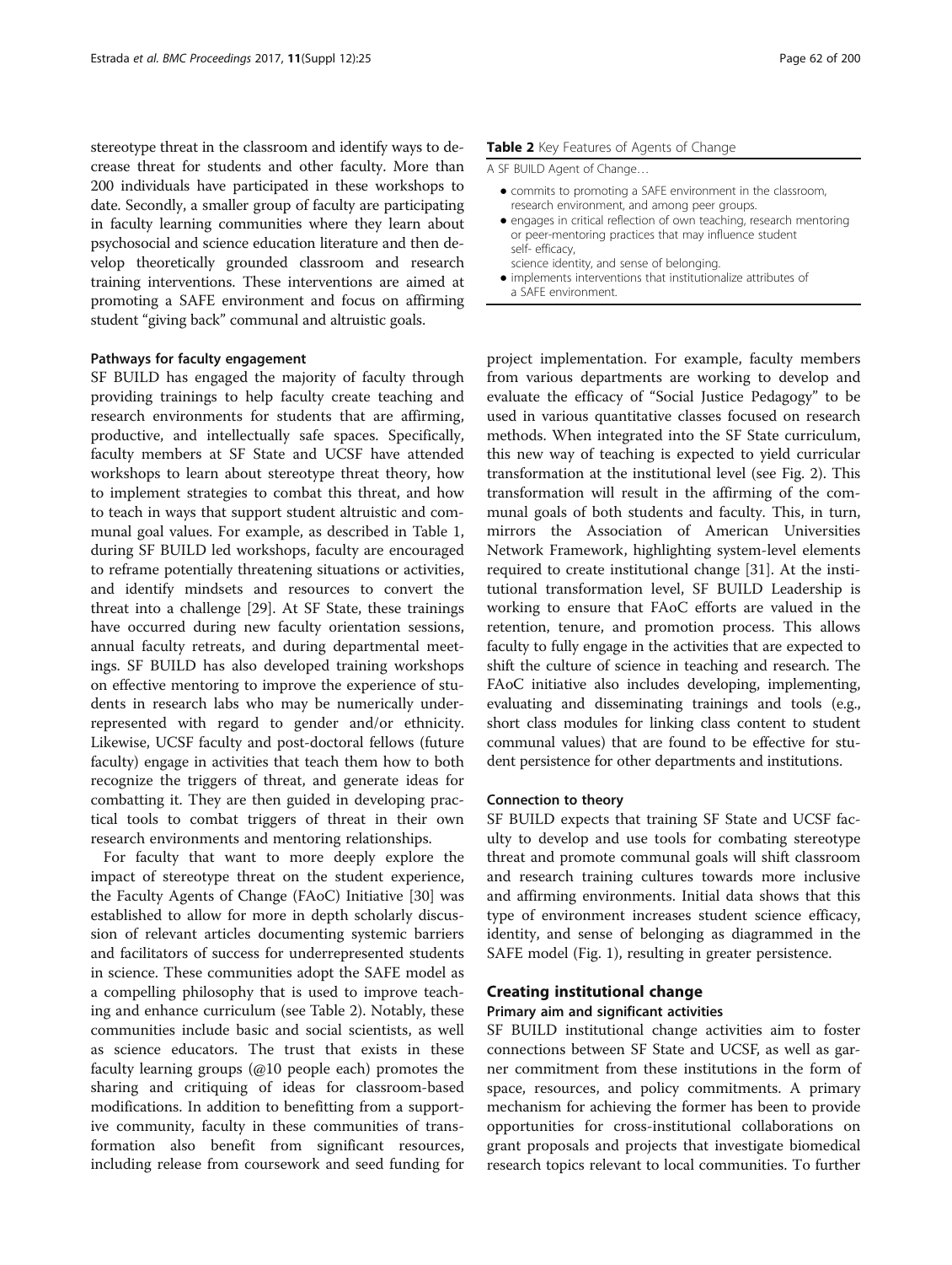stereotype threat in the classroom and identify ways to decrease threat for students and other faculty. More than 200 individuals have participated in these workshops to date. Secondly, a smaller group of faculty are participating in faculty learning communities where they learn about psychosocial and science education literature and then develop theoretically grounded classroom and research training interventions. These interventions are aimed at promoting a SAFE environment and focus on affirming student "giving back" communal and altruistic goals.

#### Pathways for faculty engagement

SF BUILD has engaged the majority of faculty through providing trainings to help faculty create teaching and research environments for students that are affirming, productive, and intellectually safe spaces. Specifically, faculty members at SF State and UCSF have attended workshops to learn about stereotype threat theory, how to implement strategies to combat this threat, and how to teach in ways that support student altruistic and communal goal values. For example, as described in Table 1, during SF BUILD led workshops, faculty are encouraged to reframe potentially threatening situations or activities, and identify mindsets and resources to convert the threat into a challenge [29]. At SF State, these trainings have occurred during new faculty orientation sessions, annual faculty retreats, and during departmental meetings. SF BUILD has also developed training workshops on effective mentoring to improve the experience of students in research labs who may be numerically underrepresented with regard to gender and/or ethnicity. Likewise, UCSF faculty and post-doctoral fellows (future faculty) engage in activities that teach them how to both recognize the triggers of threat, and generate ideas for combatting it. They are then guided in developing practical tools to combat triggers of threat in their own research environments and mentoring relationships.

For faculty that want to more deeply explore the impact of stereotype threat on the student experience, the Faculty Agents of Change (FAoC) Initiative [30] was established to allow for more in depth scholarly discussion of relevant articles documenting systemic barriers and facilitators of success for underrepresented students in science. These communities adopt the SAFE model as a compelling philosophy that is used to improve teaching and enhance curriculum (see Table 2). Notably, these communities include basic and social scientists, as well as science educators. The trust that exists in these faculty learning groups (@10 people each) promotes the sharing and critiquing of ideas for classroom-based modifications. In addition to benefitting from a supportive community, faculty in these communities of transformation also benefit from significant resources, including release from coursework and seed funding for project implementation. For example, faculty members from various departments are working to develop and evaluate the efficacy of "Social Justice Pedagogy" to be used in various quantitative classes focused on research methods. When integrated into the SF State curriculum, this new way of teaching is expected to yield curricular transformation at the institutional level (see Fig. 2). This transformation will result in the affirming of the communal goals of both students and faculty. This, in turn, mirrors the Association of American Universities Network Framework, highlighting system-level elements required to create institutional change [31]. At the institutional transformation level, SF BUILD Leadership is working to ensure that FAoC efforts are valued in the retention, tenure, and promotion process. This allows faculty to fully engage in the activities that are expected to shift the culture of science in teaching and research. The FAoC initiative also includes developing, implementing, evaluating and disseminating trainings and tools (e.g., short class modules for linking class content to student communal values) that are found to be effective for student persistence for other departments and institutions.

**Table 2** Key Features of Agents of Change

| A SF BUILD Agent of Change… |
|---|
| • commits to promoting a SAFE environment in the classroom, research environment, and among peer groups.<br>• engages in critical reflection of own teaching, research mentoring or peer-mentoring practices that may influence student self- efficacy, science identity, and sense of belonging.<br>• implements interventions that institutionalize attributes of a SAFE environment. |

#### Connection to theory

SF BUILD expects that training SF State and UCSF faculty to develop and use tools for combating stereotype threat and promote communal goals will shift classroom and research training cultures towards more inclusive and affirming environments. Initial data shows that this type of environment increases student science efficacy, identity, and sense of belonging as diagrammed in the SAFE model (Fig. 1), resulting in greater persistence.

### Creating institutional change

#### Primary aim and significant activities

SF BUILD institutional change activities aim to foster connections between SF State and UCSF, as well as garner commitment from these institutions in the form of space, resources, and policy commitments. A primary mechanism for achieving the former has been to provide opportunities for cross-institutional collaborations on grant proposals and projects that investigate biomedical research topics relevant to local communities. To further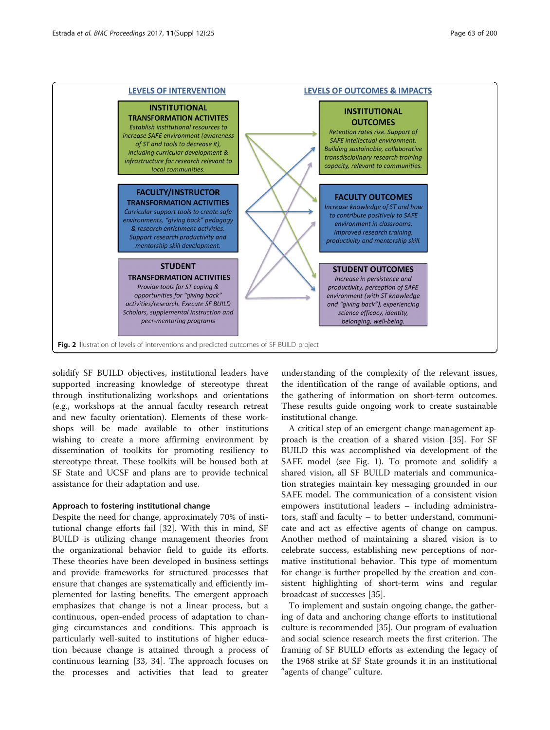LEVELS OF INTERVENTION

**INSTITUTIONAL TRANSFORMATION ACTIVITES**
*Establish institutional resources to increase SAFE environment (awareness of ST and tools to decrease it), including curricular development & infrastructure for research relevant to local communities.*

**FACULTY/INSTRUCTOR TRANSFORMATION ACTIVITIES**
*Curricular support tools to create safe environments, "giving back" pedagogy & research enrichment activities. Support research productivity and mentorship skill development.*

**STUDENT TRANSFORMATION ACTIVITIES**
*Provide tools for ST coping & opportunities for "giving back" activities/research. Execute SF BUILD Scholars, supplemental instruction and peer-mentoring programs*

LEVELS OF OUTCOMES & IMPACTS

**INSTITUTIONAL OUTCOMES**
*Retention rates rise. Support of SAFE intellectual environment. Building sustainable, collaborative transdisciplinary research training capacity, relevant to communities.*

**FACULTY OUTCOMES**
*Increase knowledge of ST and how to contribute positively to SAFE environment in classrooms. Improved research training, productivity and mentorship skill.*

**STUDENT OUTCOMES**
*Increase in persistence and productivity, perception of SAFE environment (with ST knowledge and "giving back"), experiencing science efficacy, identity, belonging, well-being.*

**Fig. 2** Illustration of levels of interventions and predicted outcomes of SF BUILD project

solidify SF BUILD objectives, institutional leaders have supported increasing knowledge of stereotype threat through institutionalizing workshops and orientations (e.g., workshops at the annual faculty research retreat and new faculty orientation). Elements of these workshops will be made available to other institutions wishing to create a more affirming environment by dissemination of toolkits for promoting resiliency to stereotype threat. These toolkits will be housed both at SF State and UCSF and plans are to provide technical assistance for their adaptation and use.

### Approach to fostering institutional change

Despite the need for change, approximately 70% of institutional change efforts fail [32]. With this in mind, SF BUILD is utilizing change management theories from the organizational behavior field to guide its efforts. These theories have been developed in business settings and provide frameworks for structured processes that ensure that changes are systematically and efficiently implemented for lasting benefits. The emergent approach emphasizes that change is not a linear process, but a continuous, open-ended process of adaptation to changing circumstances and conditions. This approach is particularly well-suited to institutions of higher education because change is attained through a process of continuous learning [33, 34]. The approach focuses on the processes and activities that lead to greater understanding of the complexity of the relevant issues, the identification of the range of available options, and the gathering of information on short-term outcomes. These results guide ongoing work to create sustainable institutional change.

A critical step of an emergent change management approach is the creation of a shared vision [35]. For SF BUILD this was accomplished via development of the SAFE model (see Fig. 1). To promote and solidify a shared vision, all SF BUILD materials and communication strategies maintain key messaging grounded in our SAFE model. The communication of a consistent vision empowers institutional leaders – including administrators, staff and faculty – to better understand, communicate and act as effective agents of change on campus. Another method of maintaining a shared vision is to celebrate success, establishing new perceptions of normative institutional behavior. This type of momentum for change is further propelled by the creation and consistent highlighting of short-term wins and regular broadcast of successes [35].

To implement and sustain ongoing change, the gathering of data and anchoring change efforts to institutional culture is recommended [35]. Our program of evaluation and social science research meets the first criterion. The framing of SF BUILD efforts as extending the legacy of the 1968 strike at SF State grounds it in an institutional "agents of change" culture.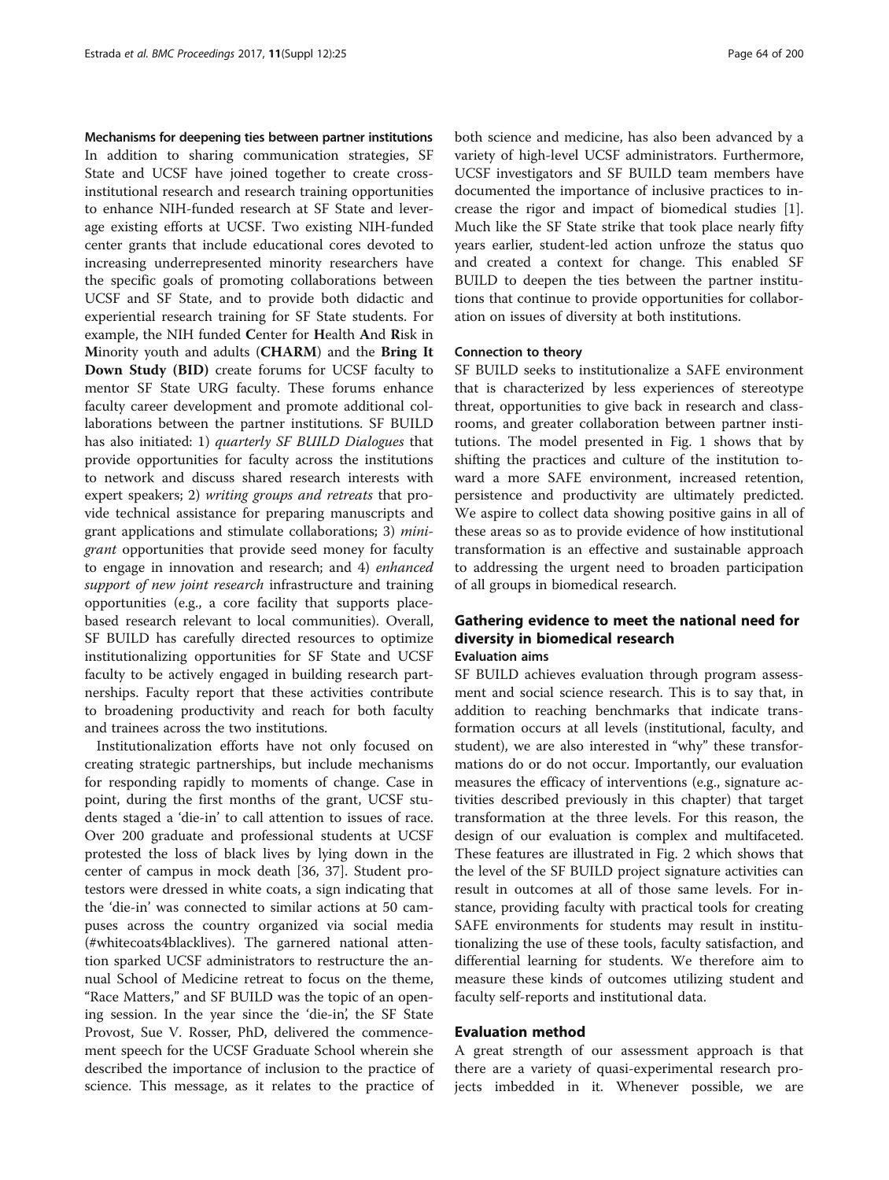**Mechanisms for deepening ties between partner institutions**

In addition to sharing communication strategies, SF State and UCSF have joined together to create cross-institutional research and research training opportunities to enhance NIH-funded research at SF State and leverage existing efforts at UCSF. Two existing NIH-funded center grants that include educational cores devoted to increasing underrepresented minority researchers have the specific goals of promoting collaborations between UCSF and SF State, and to provide both didactic and experiential research training for SF State students. For example, the NIH funded **C**enter for **H**ealth **A**nd **R**isk in **M**inority youth and adults (**CHARM**) and the **Bring It Down Study (BID)** create forums for UCSF faculty to mentor SF State URG faculty. These forums enhance faculty career development and promote additional collaborations between the partner institutions. SF BUILD has also initiated: 1) *quarterly SF BUILD Dialogues* that provide opportunities for faculty across the institutions to network and discuss shared research interests with expert speakers; 2) *writing groups and retreats* that provide technical assistance for preparing manuscripts and grant applications and stimulate collaborations; 3) *mini-grant* opportunities that provide seed money for faculty to engage in innovation and research; and 4) *enhanced support of new joint research* infrastructure and training opportunities (e.g., a core facility that supports place-based research relevant to local communities). Overall, SF BUILD has carefully directed resources to optimize institutionalizing opportunities for SF State and UCSF faculty to be actively engaged in building research partnerships. Faculty report that these activities contribute to broadening productivity and reach for both faculty and trainees across the two institutions.

Institutionalization efforts have not only focused on creating strategic partnerships, but include mechanisms for responding rapidly to moments of change. Case in point, during the first months of the grant, UCSF students staged a 'die-in' to call attention to issues of race. Over 200 graduate and professional students at UCSF protested the loss of black lives by lying down in the center of campus in mock death [36, 37]. Student protestors were dressed in white coats, a sign indicating that the 'die-in' was connected to similar actions at 50 campuses across the country organized via social media (#whitecoats4blacklives). The garnered national attention sparked UCSF administrators to restructure the annual School of Medicine retreat to focus on the theme, "Race Matters," and SF BUILD was the topic of an opening session. In the year since the 'die-in', the SF State Provost, Sue V. Rosser, PhD, delivered the commencement speech for the UCSF Graduate School wherein she described the importance of inclusion to the practice of science. This message, as it relates to the practice of both science and medicine, has also been advanced by a variety of high-level UCSF administrators. Furthermore, UCSF investigators and SF BUILD team members have documented the importance of inclusive practices to increase the rigor and impact of biomedical studies [1]. Much like the SF State strike that took place nearly fifty years earlier, student-led action unfroze the status quo and created a context for change. This enabled SF BUILD to deepen the ties between the partner institutions that continue to provide opportunities for collaboration on issues of diversity at both institutions.

### Connection to theory

SF BUILD seeks to institutionalize a SAFE environment that is characterized by less experiences of stereotype threat, opportunities to give back in research and classrooms, and greater collaboration between partner institutions. The model presented in Fig. 1 shows that by shifting the practices and culture of the institution toward a more SAFE environment, increased retention, persistence and productivity are ultimately predicted. We aspire to collect data showing positive gains in all of these areas so as to provide evidence of how institutional transformation is an effective and sustainable approach to addressing the urgent need to broaden participation of all groups in biomedical research.

## Gathering evidence to meet the national need for diversity in biomedical research

### Evaluation aims

SF BUILD achieves evaluation through program assessment and social science research. This is to say that, in addition to reaching benchmarks that indicate transformation occurs at all levels (institutional, faculty, and student), we are also interested in "why" these transformations do or do not occur. Importantly, our evaluation measures the efficacy of interventions (e.g., signature activities described previously in this chapter) that target transformation at the three levels. For this reason, the design of our evaluation is complex and multifaceted. These features are illustrated in Fig. 2 which shows that the level of the SF BUILD project signature activities can result in outcomes at all of those same levels. For instance, providing faculty with practical tools for creating SAFE environments for students may result in institutionalizing the use of these tools, faculty satisfaction, and differential learning for students. We therefore aim to measure these kinds of outcomes utilizing student and faculty self-reports and institutional data.

## Evaluation method

A great strength of our assessment approach is that there are a variety of quasi-experimental research projects imbedded in it. Whenever possible, we are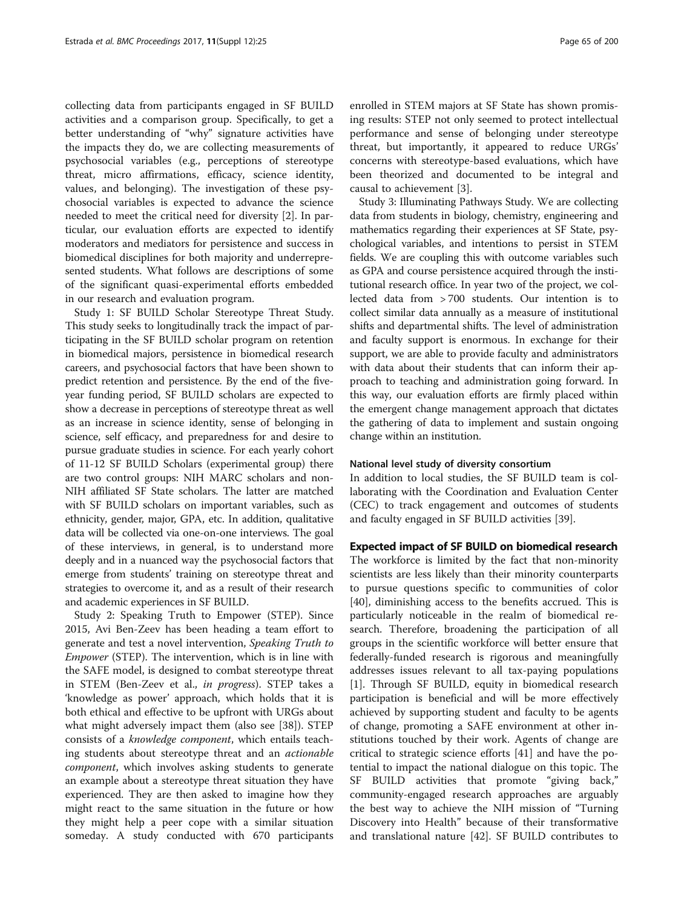collecting data from participants engaged in SF BUILD activities and a comparison group. Specifically, to get a better understanding of "why" signature activities have the impacts they do, we are collecting measurements of psychosocial variables (e.g., perceptions of stereotype threat, micro affirmations, efficacy, science identity, values, and belonging). The investigation of these psychosocial variables is expected to advance the science needed to meet the critical need for diversity [2]. In particular, our evaluation efforts are expected to identify moderators and mediators for persistence and success in biomedical disciplines for both majority and underrepresented students. What follows are descriptions of some of the significant quasi-experimental efforts embedded in our research and evaluation program.

Study 1: SF BUILD Scholar Stereotype Threat Study. This study seeks to longitudinally track the impact of participating in the SF BUILD scholar program on retention in biomedical majors, persistence in biomedical research careers, and psychosocial factors that have been shown to predict retention and persistence. By the end of the five-year funding period, SF BUILD scholars are expected to show a decrease in perceptions of stereotype threat as well as an increase in science identity, sense of belonging in science, self efficacy, and preparedness for and desire to pursue graduate studies in science. For each yearly cohort of 11-12 SF BUILD Scholars (experimental group) there are two control groups: NIH MARC scholars and non-NIH affiliated SF State scholars. The latter are matched with SF BUILD scholars on important variables, such as ethnicity, gender, major, GPA, etc. In addition, qualitative data will be collected via one-on-one interviews. The goal of these interviews, in general, is to understand more deeply and in a nuanced way the psychosocial factors that emerge from students' training on stereotype threat and strategies to overcome it, and as a result of their research and academic experiences in SF BUILD.

Study 2: Speaking Truth to Empower (STEP). Since 2015, Avi Ben-Zeev has been heading a team effort to generate and test a novel intervention, *Speaking Truth to Empower* (STEP). The intervention, which is in line with the SAFE model, is designed to combat stereotype threat in STEM (Ben-Zeev et al., *in progress*). STEP takes a 'knowledge as power' approach, which holds that it is both ethical and effective to be upfront with URGs about what might adversely impact them (also see [38]). STEP consists of a *knowledge component*, which entails teaching students about stereotype threat and an *actionable component*, which involves asking students to generate an example about a stereotype threat situation they have experienced. They are then asked to imagine how they might react to the same situation in the future or how they might help a peer cope with a similar situation someday. A study conducted with 670 participants enrolled in STEM majors at SF State has shown promising results: STEP not only seemed to protect intellectual performance and sense of belonging under stereotype threat, but importantly, it appeared to reduce URGs' concerns with stereotype-based evaluations, which have been theorized and documented to be integral and causal to achievement [3].

Study 3: Illuminating Pathways Study. We are collecting data from students in biology, chemistry, engineering and mathematics regarding their experiences at SF State, psychological variables, and intentions to persist in STEM fields. We are coupling this with outcome variables such as GPA and course persistence acquired through the institutional research office. In year two of the project, we collected data from > 700 students. Our intention is to collect similar data annually as a measure of institutional shifts and departmental shifts. The level of administration and faculty support is enormous. In exchange for their support, we are able to provide faculty and administrators with data about their students that can inform their approach to teaching and administration going forward. In this way, our evaluation efforts are firmly placed within the emergent change management approach that dictates the gathering of data to implement and sustain ongoing change within an institution.

#### National level study of diversity consortium

In addition to local studies, the SF BUILD team is collaborating with the Coordination and Evaluation Center (CEC) to track engagement and outcomes of students and faculty engaged in SF BUILD activities [39].

### Expected impact of SF BUILD on biomedical research

The workforce is limited by the fact that non-minority scientists are less likely than their minority counterparts to pursue questions specific to communities of color [40], diminishing access to the benefits accrued. This is particularly noticeable in the realm of biomedical research. Therefore, broadening the participation of all groups in the scientific workforce will better ensure that federally-funded research is rigorous and meaningfully addresses issues relevant to all tax-paying populations [1]. Through SF BUILD, equity in biomedical research participation is beneficial and will be more effectively achieved by supporting student and faculty to be agents of change, promoting a SAFE environment at other institutions touched by their work. Agents of change are critical to strategic science efforts [41] and have the potential to impact the national dialogue on this topic. The SF BUILD activities that promote "giving back," community-engaged research approaches are arguably the best way to achieve the NIH mission of "Turning Discovery into Health" because of their transformative and translational nature [42]. SF BUILD contributes to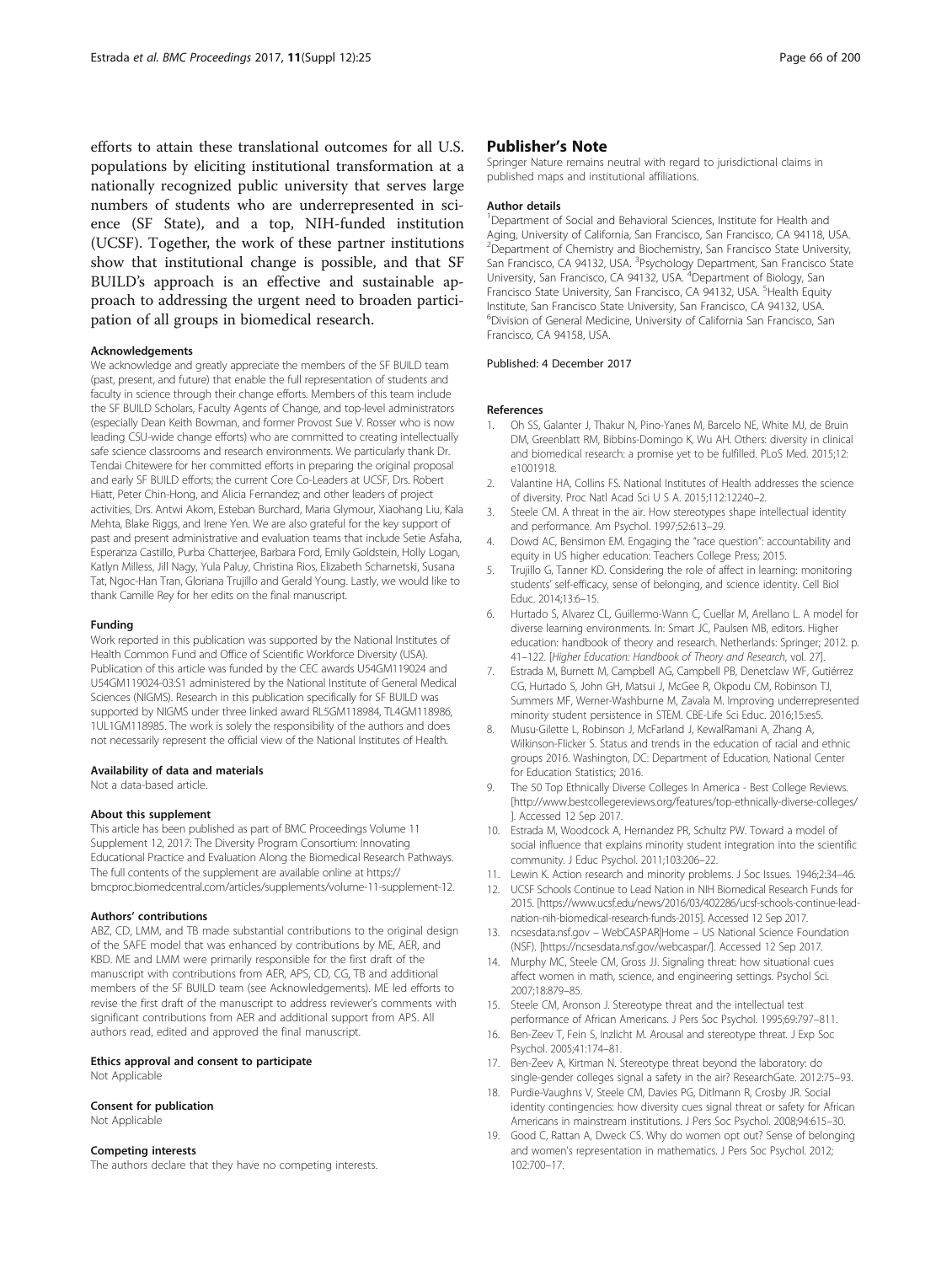efforts to attain these translational outcomes for all U.S. populations by eliciting institutional transformation at a nationally recognized public university that serves large numbers of students who are underrepresented in science (SF State), and a top, NIH-funded institution (UCSF). Together, the work of these partner institutions show that institutional change is possible, and that SF BUILD's approach is an effective and sustainable approach to addressing the urgent need to broaden participation of all groups in biomedical research.

#### Acknowledgements

We acknowledge and greatly appreciate the members of the SF BUILD team (past, present, and future) that enable the full representation of students and faculty in science through their change efforts. Members of this team include the SF BUILD Scholars, Faculty Agents of Change, and top-level administrators (especially Dean Keith Bowman, and former Provost Sue V. Rosser who is now leading CSU-wide change efforts) who are committed to creating intellectually safe science classrooms and research environments. We particularly thank Dr. Tendai Chitewere for her committed efforts in preparing the original proposal and early SF BUILD efforts; the current Core Co-Leaders at UCSF, Drs. Robert Hiatt, Peter Chin-Hong, and Alicia Fernandez; and other leaders of project activities, Drs. Antwi Akom, Esteban Burchard, Maria Glymour, Xiaohang Liu, Kala Mehta, Blake Riggs, and Irene Yen. We are also grateful for the key support of past and present administrative and evaluation teams that include Setie Asfaha, Esperanza Castillo, Purba Chatterjee, Barbara Ford, Emily Goldstein, Holly Logan, Katlyn Milless, Jill Nagy, Yula Paluy, Christina Rios, Elizabeth Scharnetski, Susana Tat, Ngoc-Han Tran, Gloriana Trujillo and Gerald Young. Lastly, we would like to thank Camille Rey for her edits on the final manuscript.

#### Funding

Work reported in this publication was supported by the National Institutes of Health Common Fund and Office of Scientific Workforce Diversity (USA). Publication of this article was funded by the CEC awards U54GM119024 and U54GM119024-03:S1 administered by the National Institute of General Medical Sciences (NIGMS). Research in this publication specifically for SF BUILD was supported by NIGMS under three linked award RL5GM118984, TL4GM118986, 1UL1GM118985. The work is solely the responsibility of the authors and does not necessarily represent the official view of the National Institutes of Health.

#### Availability of data and materials

Not a data-based article.

#### About this supplement

This article has been published as part of BMC Proceedings Volume 11 Supplement 12, 2017: The Diversity Program Consortium: Innovating Educational Practice and Evaluation Along the Biomedical Research Pathways. The full contents of the supplement are available online at https://bmcproc.biomedcentral.com/articles/supplements/volume-11-supplement-12.

#### Authors' contributions

ABZ, CD, LMM, and TB made substantial contributions to the original design of the SAFE model that was enhanced by contributions by ME, AER, and KBD. ME and LMM were primarily responsible for the first draft of the manuscript with contributions from AER, APS, CD, CG, TB and additional members of the SF BUILD team (see Acknowledgements). ME led efforts to revise the first draft of the manuscript to address reviewer's comments with significant contributions from AER and additional support from APS. All authors read, edited and approved the final manuscript.

#### Ethics approval and consent to participate

Not Applicable

#### Consent for publication

Not Applicable

#### Competing interests

The authors declare that they have no competing interests.

## Publisher's Note

Springer Nature remains neutral with regard to jurisdictional claims in published maps and institutional affiliations.

#### Author details

[1]Department of Social and Behavioral Sciences, Institute for Health and Aging, University of California, San Francisco, San Francisco, CA 94118, USA. [2]Department of Chemistry and Biochemistry, San Francisco State University, San Francisco, CA 94132, USA. [3]Psychology Department, San Francisco State University, San Francisco, CA 94132, USA. [4]Department of Biology, San Francisco State University, San Francisco, CA 94132, USA. [5]Health Equity Institute, San Francisco State University, San Francisco, CA 94132, USA. [6]Division of General Medicine, University of California San Francisco, San Francisco, CA 94158, USA.

Published: 4 December 2017

#### References

1. Oh SS, Galanter J, Thakur N, Pino-Yanes M, Barcelo NE, White MJ, de Bruin DM, Greenblatt RM, Bibbins-Domingo K, Wu AH. Others: diversity in clinical and biomedical research: a promise yet to be fulfilled. PLoS Med. 2015;12:e1001918.
2. Valantine HA, Collins FS. National Institutes of Health addresses the science of diversity. Proc Natl Acad Sci U S A. 2015;112:12240–2.
3. Steele CM. A threat in the air. How stereotypes shape intellectual identity and performance. Am Psychol. 1997;52:613–29.
4. Dowd AC, Bensimon EM. Engaging the "race question": accountability and equity in US higher education: Teachers College Press; 2015.
5. Trujillo G, Tanner KD. Considering the role of affect in learning: monitoring students' self-efficacy, sense of belonging, and science identity. Cell Biol Educ. 2014;13:6–15.
6. Hurtado S, Alvarez CL, Guillermo-Wann C, Cuellar M, Arellano L. A model for diverse learning environments. In: Smart JC, Paulsen MB, editors. Higher education: handbook of theory and research. Netherlands: Springer; 2012. p. 41–122. [*Higher Education: Handbook of Theory and Research*, vol. 27].
7. Estrada M, Burnett M, Campbell AG, Campbell PB, Denetclaw WF, Gutiérrez CG, Hurtado S, John GH, Matsui J, McGee R, Okpodu CM, Robinson TJ, Summers MF, Werner-Washburne M, Zavala M. Improving underrepresented minority student persistence in STEM. CBE-Life Sci Educ. 2016;15:es5.
8. Musu-Gilette L, Robinson J, McFarland J, KewalRamani A, Zhang A, Wilkinson-Flicker S. Status and trends in the education of racial and ethnic groups 2016. Washington, DC: Department of Education, National Center for Education Statistics; 2016.
9. The 50 Top Ethnically Diverse Colleges In America - Best College Reviews. [http://www.bestcollegereviews.org/features/top-ethnically-diverse-colleges/]. Accessed 12 Sep 2017.
10. Estrada M, Woodcock A, Hernandez PR, Schultz PW. Toward a model of social influence that explains minority student integration into the scientific community. J Educ Psychol. 2011;103:206–22.
11. Lewin K. Action research and minority problems. J Soc Issues. 1946;2:34–46.
12. UCSF Schools Continue to Lead Nation in NIH Biomedical Research Funds for 2015. [https://www.ucsf.edu/news/2016/03/402286/ucsf-schools-continue-lead-nation-nih-biomedical-research-funds-2015]. Accessed 12 Sep 2017.
13. ncsesdata.nsf.gov – WebCASPAR|Home – US National Science Foundation (NSF). [https://ncsesdata.nsf.gov/webcaspar/]. Accessed 12 Sep 2017.
14. Murphy MC, Steele CM, Gross JJ. Signaling threat: how situational cues affect women in math, science, and engineering settings. Psychol Sci. 2007;18:879–85.
15. Steele CM, Aronson J. Stereotype threat and the intellectual test performance of African Americans. J Pers Soc Psychol. 1995;69:797–811.
16. Ben-Zeev T, Fein S, Inzlicht M. Arousal and stereotype threat. J Exp Soc Psychol. 2005;41:174–81.
17. Ben-Zeev A, Kirtman N. Stereotype threat beyond the laboratory: do single-gender colleges signal a safety in the air? ResearchGate. 2012:75–93.
18. Purdie-Vaughns V, Steele CM, Davies PG, Ditlmann R, Crosby JR. Social identity contingencies: how diversity cues signal threat or safety for African Americans in mainstream institutions. J Pers Soc Psychol. 2008;94:615–30.
19. Good C, Rattan A, Dweck CS. Why do women opt out? Sense of belonging and women's representation in mathematics. J Pers Soc Psychol. 2012; 102:700–17.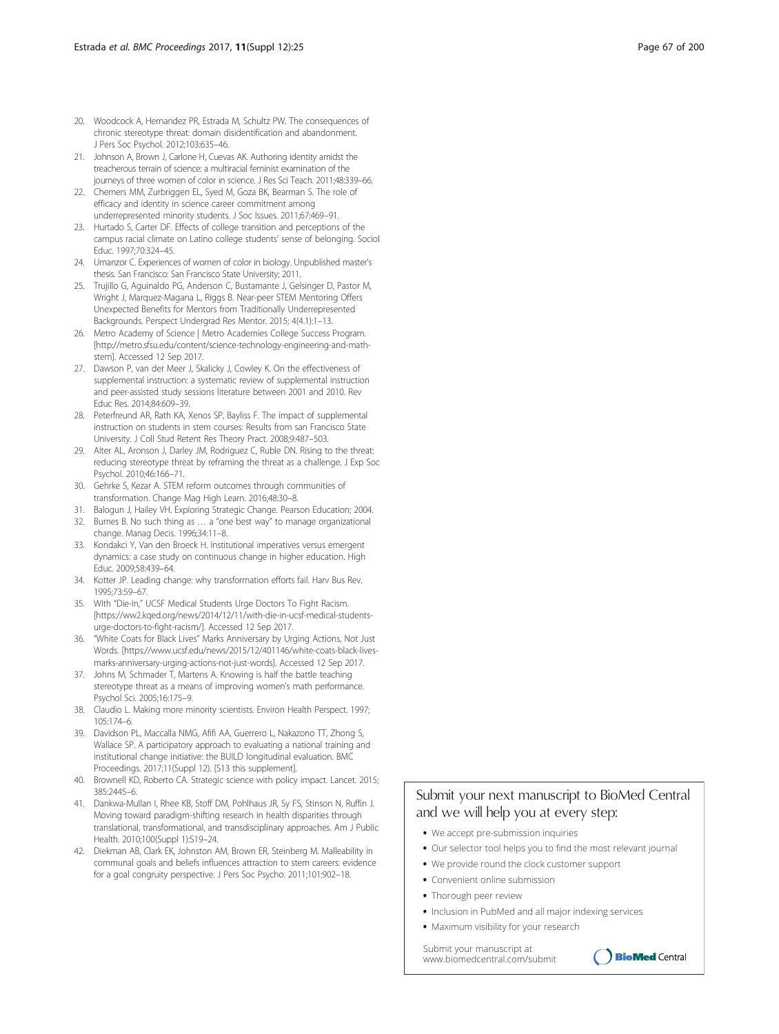20. Woodcock A, Hernandez PR, Estrada M, Schultz PW. The consequences of chronic stereotype threat: domain disidentification and abandonment. J Pers Soc Psychol. 2012;103:635–46.
21. Johnson A, Brown J, Carlone H, Cuevas AK. Authoring identity amidst the treacherous terrain of science: a multiracial feminist examination of the journeys of three women of color in science. J Res Sci Teach. 2011;48:339–66.
22. Chemers MM, Zurbriggen EL, Syed M, Goza BK, Bearman S. The role of efficacy and identity in science career commitment among underrepresented minority students. J Soc Issues. 2011;67:469–91.
23. Hurtado S, Carter DF. Effects of college transition and perceptions of the campus racial climate on Latino college students' sense of belonging. Sociol Educ. 1997;70:324–45.
24. Umanzor C. Experiences of women of color in biology. Unpublished master's thesis. San Francisco: San Francisco State University; 2011.
25. Trujillo G, Aguinaldo PG, Anderson C, Bustamante J, Gelsinger D, Pastor M, Wright J, Marquez-Magana L, Riggs B. Near-peer STEM Mentoring Offers Unexpected Benefits for Mentors from Traditionally Underrepresented Backgrounds. Perspect Undergrad Res Mentor. 2015; 4(4.1):1–13.
26. Metro Academy of Science | Metro Academies College Success Program. [http://metro.sfsu.edu/content/science-technology-engineering-and-math-stem]. Accessed 12 Sep 2017.
27. Dawson P, van der Meer J, Skalicky J, Cowley K. On the effectiveness of supplemental instruction: a systematic review of supplemental instruction and peer-assisted study sessions literature between 2001 and 2010. Rev Educ Res. 2014;84:609–39.
28. Peterfreund AR, Rath KA, Xenos SP, Bayliss F. The impact of supplemental instruction on students in stem courses: Results from san Francisco State University. J Coll Stud Retent Res Theory Pract. 2008;9:487–503.
29. Alter AL, Aronson J, Darley JM, Rodriguez C, Ruble DN. Rising to the threat: reducing stereotype threat by reframing the threat as a challenge. J Exp Soc Psychol. 2010;46:166–71.
30. Gehrke S, Kezar A. STEM reform outcomes through communities of transformation. Change Mag High Learn. 2016;48:30–8.
31. Balogun J, Hailey VH. Exploring Strategic Change. Pearson Education; 2004.
32. Burnes B. No such thing as … a "one best way" to manage organizational change. Manag Decis. 1996;34:11–8.
33. Kondakci Y, Van den Broeck H. Institutional imperatives versus emergent dynamics: a case study on continuous change in higher education. High Educ. 2009;58:439–64.
34. Kotter JP. Leading change: why transformation efforts fail. Harv Bus Rev. 1995;73:59–67.
35. With "Die-In," UCSF Medical Students Urge Doctors To Fight Racism. [https://ww2.kqed.org/news/2014/12/11/with-die-in-ucsf-medical-students-urge-doctors-to-fight-racism/]. Accessed 12 Sep 2017.
36. "White Coats for Black Lives" Marks Anniversary by Urging Actions, Not Just Words. [https://www.ucsf.edu/news/2015/12/401146/white-coats-black-lives-marks-anniversary-urging-actions-not-just-words]. Accessed 12 Sep 2017.
37. Johns M, Schmader T, Martens A. Knowing is half the battle teaching stereotype threat as a means of improving women's math performance. Psychol Sci. 2005;16:175–9.
38. Claudio L. Making more minority scientists. Environ Health Perspect. 1997; 105:174–6.
39. Davidson PL, Maccalla NMG, Afifi AA, Guerrero L, Nakazono TT, Zhong S, Wallace SP. A participatory approach to evaluating a national training and institutional change initiative: the BUILD longitudinal evaluation. BMC Proceedings. 2017;11(Suppl 12). [S13 this supplement].
40. Brownell KD, Roberto CA. Strategic science with policy impact. Lancet. 2015; 385:2445–6.
41. Dankwa-Mullan I, Rhee KB, Stoff DM, Pohlhaus JR, Sy FS, Stinson N, Ruffin J. Moving toward paradigm-shifting research in health disparities through translational, transformational, and transdisciplinary approaches. Am J Public Health. 2010;100(Suppl 1):S19–24.
42. Diekman AB, Clark EK, Johnston AM, Brown ER, Steinberg M. Malleability in communal goals and beliefs influences attraction to stem careers: evidence for a goal congruity perspective. J Pers Soc Psycho. 2011;101:902–18.

Submit your next manuscript to BioMed Central and we will help you at every step:

- We accept pre-submission inquiries
- Our selector tool helps you to find the most relevant journal
- We provide round the clock customer support
- Convenient online submission
- Thorough peer review
- Inclusion in PubMed and all major indexing services
- Maximum visibility for your research

Submit your manuscript at www.biomedcentral.com/submit

BioMed Central